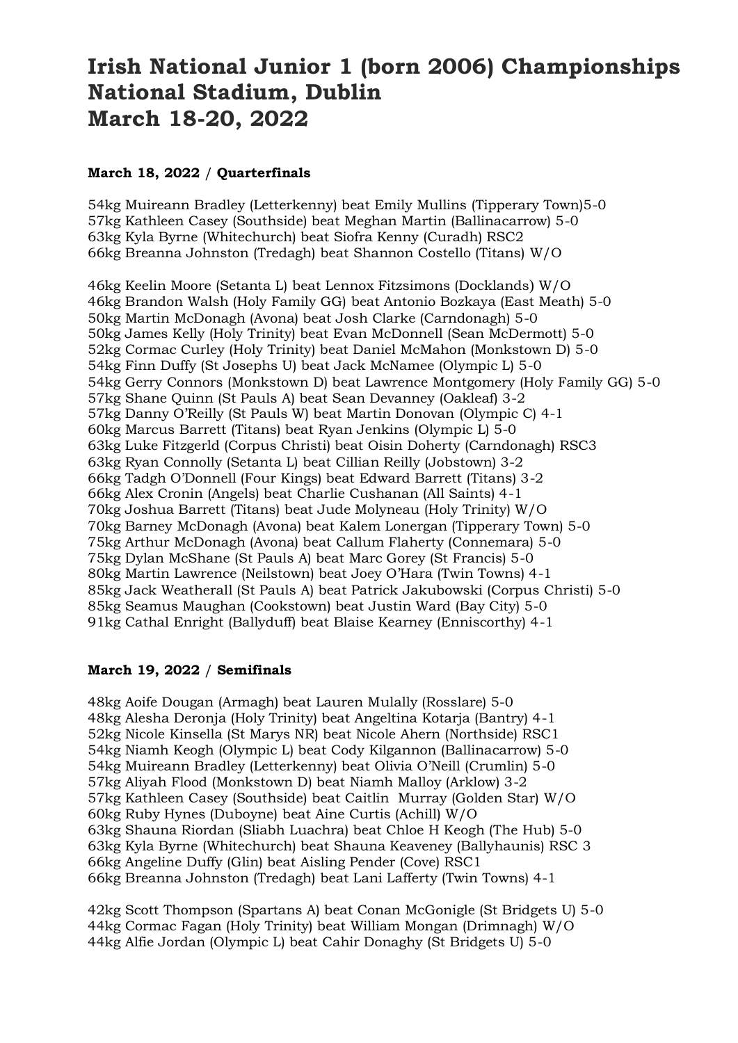# Irish National Junior 1 (born 2006) Championships
# National Stadium, Dublin
# March 18-20, 2022

**March 18, 2022 / Quarterfinals**

54kg Muireann Bradley (Letterkenny) beat Emily Mullins (Tipperary Town)5-0
57kg Kathleen Casey (Southside) beat Meghan Martin (Ballinacarrow) 5-0
63kg Kyla Byrne (Whitechurch) beat Siofra Kenny (Curadh) RSC2
66kg Breanna Johnston (Tredagh) beat Shannon Costello (Titans) W/O

46kg Keelin Moore (Setanta L) beat Lennox Fitzsimons (Docklands) W/O
46kg Brandon Walsh (Holy Family GG) beat Antonio Bozkaya (East Meath) 5-0
50kg Martin McDonagh (Avona) beat Josh Clarke (Carndonagh) 5-0
50kg James Kelly (Holy Trinity) beat Evan McDonnell (Sean McDermott) 5-0
52kg Cormac Curley (Holy Trinity) beat Daniel McMahon (Monkstown D) 5-0
54kg Finn Duffy (St Josephs U) beat Jack McNamee (Olympic L) 5-0
54kg Gerry Connors (Monkstown D) beat Lawrence Montgomery (Holy Family GG) 5-0
57kg Shane Quinn (St Pauls A) beat Sean Devanney (Oakleaf) 3-2
57kg Danny O'Reilly (St Pauls W) beat Martin Donovan (Olympic C) 4-1
60kg Marcus Barrett (Titans) beat Ryan Jenkins (Olympic L) 5-0
63kg Luke Fitzgerld (Corpus Christi) beat Oisin Doherty (Carndonagh) RSC3
63kg Ryan Connolly (Setanta L) beat Cillian Reilly (Jobstown) 3-2
66kg Tadgh O'Donnell (Four Kings) beat Edward Barrett (Titans) 3-2
66kg Alex Cronin (Angels) beat Charlie Cushanan (All Saints) 4-1
70kg Joshua Barrett (Titans) beat Jude Molyneau (Holy Trinity) W/O
70kg Barney McDonagh (Avona) beat Kalem Lonergan (Tipperary Town) 5-0
75kg Arthur McDonagh (Avona) beat Callum Flaherty (Connemara) 5-0
75kg Dylan McShane (St Pauls A) beat Marc Gorey (St Francis) 5-0
80kg Martin Lawrence (Neilstown) beat Joey O'Hara (Twin Towns) 4-1
85kg Jack Weatherall (St Pauls A) beat Patrick Jakubowski (Corpus Christi) 5-0
85kg Seamus Maughan (Cookstown) beat Justin Ward (Bay City) 5-0
91kg Cathal Enright (Ballyduff) beat Blaise Kearney (Enniscorthy) 4-1

**March 19, 2022 / Semifinals**

48kg Aoife Dougan (Armagh) beat Lauren Mulally (Rosslare) 5-0
48kg Alesha Deronja (Holy Trinity) beat Angeltina Kotarja (Bantry) 4-1
52kg Nicole Kinsella (St Marys NR) beat Nicole Ahern (Northside) RSC1
54kg Niamh Keogh (Olympic L) beat Cody Kilgannon (Ballinacarrow) 5-0
54kg Muireann Bradley (Letterkenny) beat Olivia O'Neill (Crumlin) 5-0
57kg Aliyah Flood (Monkstown D) beat Niamh Malloy (Arklow) 3-2
57kg Kathleen Casey (Southside) beat Caitlin Murray (Golden Star) W/O
60kg Ruby Hynes (Duboyne) beat Aine Curtis (Achill) W/O
63kg Shauna Riordan (Sliabh Luachra) beat Chloe H Keogh (The Hub) 5-0
63kg Kyla Byrne (Whitechurch) beat Shauna Keaveney (Ballyhaunis) RSC 3
66kg Angeline Duffy (Glin) beat Aisling Pender (Cove) RSC1
66kg Breanna Johnston (Tredagh) beat Lani Lafferty (Twin Towns) 4-1

42kg Scott Thompson (Spartans A) beat Conan McGonigle (St Bridgets U) 5-0
44kg Cormac Fagan (Holy Trinity) beat William Mongan (Drimnagh) W/O
44kg Alfie Jordan (Olympic L) beat Cahir Donaghy (St Bridgets U) 5-0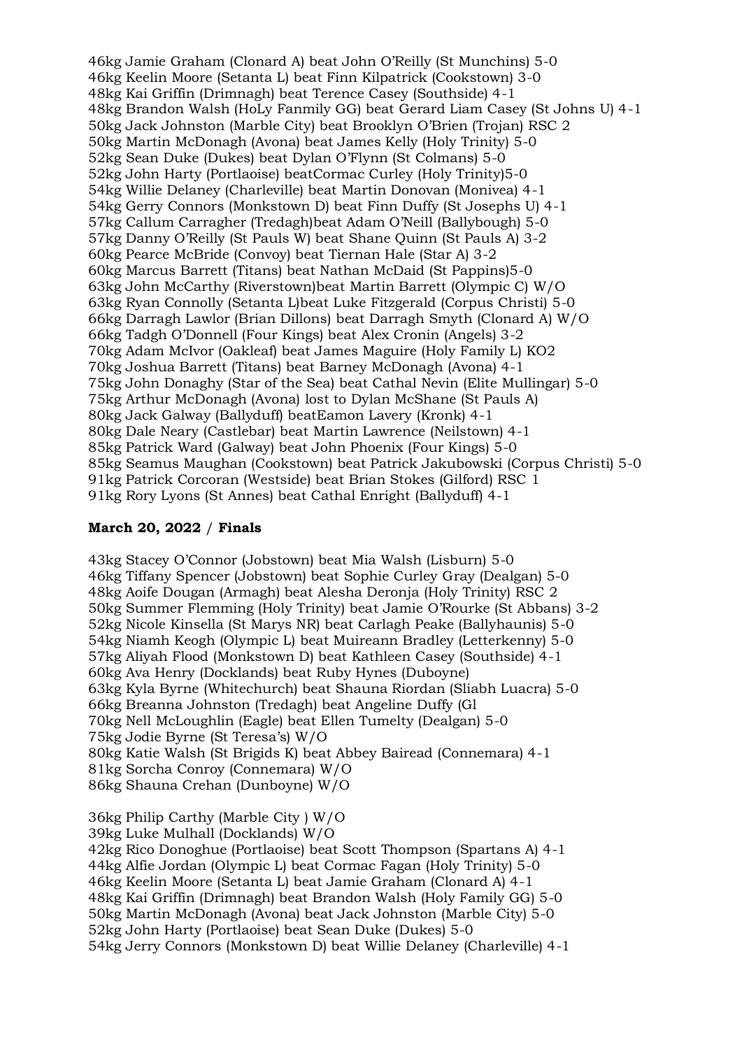46kg Jamie Graham (Clonard A) beat John O'Reilly (St Munchins) 5-0
46kg Keelin Moore (Setanta L) beat Finn Kilpatrick (Cookstown) 3-0
48kg Kai Griffin (Drimnagh) beat Terence Casey (Southside) 4-1
48kg Brandon Walsh (HoLy Fanmily GG) beat Gerard Liam Casey (St Johns U) 4-1
50kg Jack Johnston (Marble City) beat Brooklyn O'Brien (Trojan) RSC 2
50kg Martin McDonagh (Avona) beat James Kelly (Holy Trinity) 5-0
52kg Sean Duke (Dukes) beat Dylan O'Flynn (St Colmans) 5-0
52kg John Harty (Portlaoise) beatCormac Curley (Holy Trinity)5-0
54kg Willie Delaney (Charleville) beat Martin Donovan (Monivea) 4-1
54kg Gerry Connors (Monkstown D) beat Finn Duffy (St Josephs U) 4-1
57kg Callum Carragher (Tredagh)beat Adam O'Neill (Ballybough) 5-0
57kg Danny O'Reilly (St Pauls W) beat Shane Quinn (St Pauls A) 3-2
60kg Pearce McBride (Convoy) beat Tiernan Hale (Star A) 3-2
60kg Marcus Barrett (Titans) beat Nathan McDaid (St Pappins)5-0
63kg John McCarthy (Riverstown)beat Martin Barrett (Olympic C) W/O
63kg Ryan Connolly (Setanta L)beat Luke Fitzgerald (Corpus Christi) 5-0
66kg Darragh Lawlor (Brian Dillons) beat Darragh Smyth (Clonard A) W/O
66kg Tadgh O'Donnell (Four Kings) beat Alex Cronin (Angels) 3-2
70kg Adam McIvor (Oakleaf) beat James Maguire (Holy Family L) KO2
70kg Joshua Barrett (Titans) beat Barney McDonagh (Avona) 4-1
75kg John Donaghy (Star of the Sea) beat Cathal Nevin (Elite Mullingar) 5-0
75kg Arthur McDonagh (Avona) lost to Dylan McShane (St Pauls A)
80kg Jack Galway (Ballyduff) beatEamon Lavery (Kronk) 4-1
80kg Dale Neary (Castlebar) beat Martin Lawrence (Neilstown) 4-1
85kg Patrick Ward (Galway) beat John Phoenix (Four Kings) 5-0
85kg Seamus Maughan (Cookstown) beat Patrick Jakubowski (Corpus Christi) 5-0
91kg Patrick Corcoran (Westside) beat Brian Stokes (Gilford) RSC 1
91kg Rory Lyons (St Annes) beat Cathal Enright (Ballyduff) 4-1

**March 20, 2022 / Finals**

43kg Stacey O'Connor (Jobstown) beat Mia Walsh (Lisburn) 5-0
46kg Tiffany Spencer (Jobstown) beat Sophie Curley Gray (Dealgan) 5-0
48kg Aoife Dougan (Armagh) beat Alesha Deronja (Holy Trinity) RSC 2
50kg Summer Flemming (Holy Trinity) beat Jamie O'Rourke (St Abbans) 3-2
52kg Nicole Kinsella (St Marys NR) beat Carlagh Peake (Ballyhaunis) 5-0
54kg Niamh Keogh (Olympic L) beat Muireann Bradley (Letterkenny) 5-0
57kg Aliyah Flood (Monkstown D) beat Kathleen Casey (Southside) 4-1
60kg Ava Henry (Docklands) beat Ruby Hynes (Duboyne)
63kg Kyla Byrne (Whitechurch) beat Shauna Riordan (Sliabh Luacra) 5-0
66kg Breanna Johnston (Tredagh) beat Angeline Duffy (Gl
70kg Nell McLoughlin (Eagle) beat Ellen Tumelty (Dealgan) 5-0
75kg Jodie Byrne (St Teresa's) W/O
80kg Katie Walsh (St Brigids K) beat Abbey Bairead (Connemara) 4-1
81kg Sorcha Conroy (Connemara) W/O
86kg Shauna Crehan (Dunboyne) W/O

36kg Philip Carthy (Marble City ) W/O
39kg Luke Mulhall (Docklands) W/O
42kg Rico Donoghue (Portlaoise) beat Scott Thompson (Spartans A) 4-1
44kg Alfie Jordan (Olympic L) beat Cormac Fagan (Holy Trinity) 5-0
46kg Keelin Moore (Setanta L) beat Jamie Graham (Clonard A) 4-1
48kg Kai Griffin (Drimnagh) beat Brandon Walsh (Holy Family GG) 5-0
50kg Martin McDonagh (Avona) beat Jack Johnston (Marble City) 5-0
52kg John Harty (Portlaoise) beat Sean Duke (Dukes) 5-0
54kg Jerry Connors (Monkstown D) beat Willie Delaney (Charleville) 4-1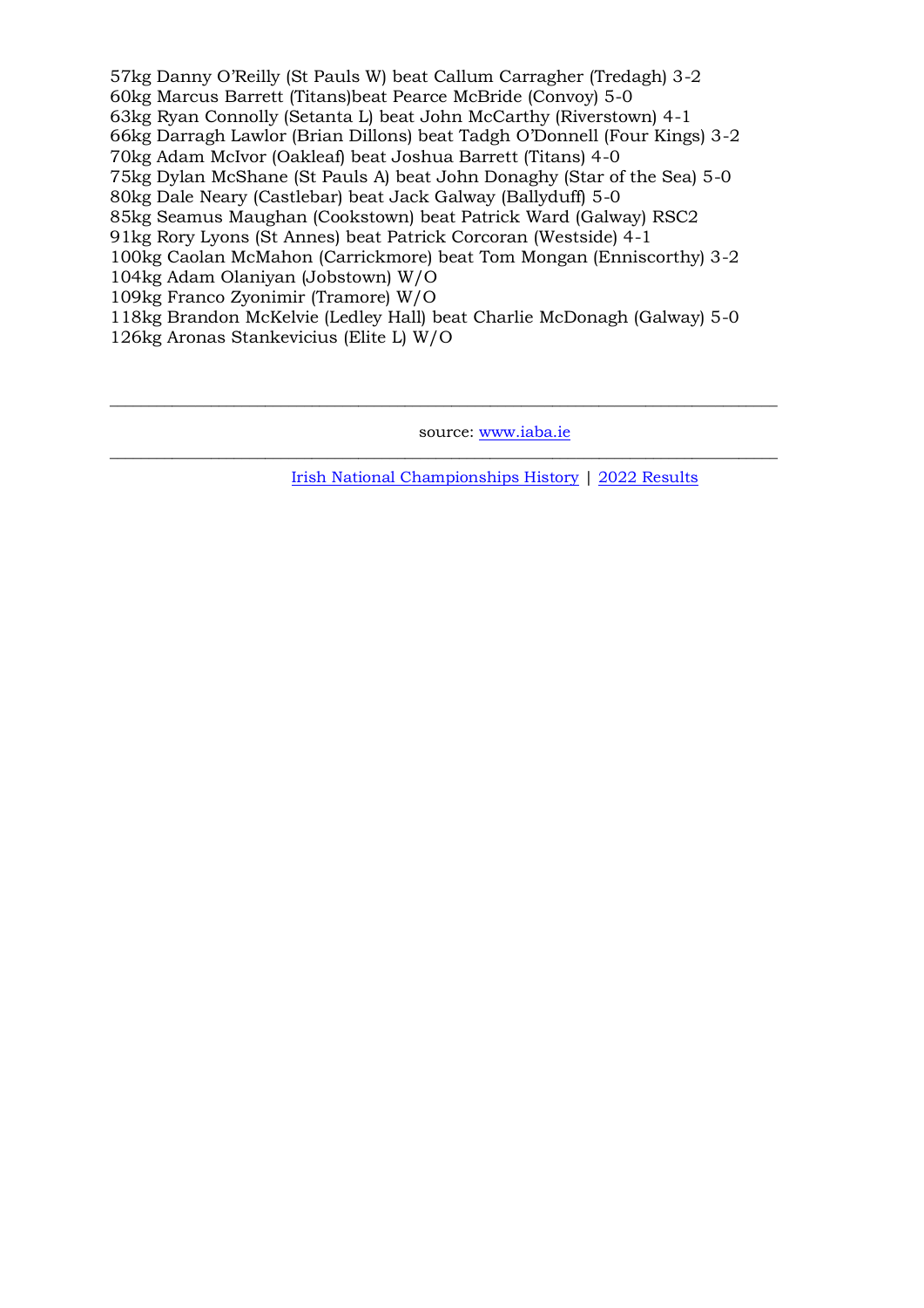57kg Danny O'Reilly (St Pauls W) beat Callum Carragher (Tredagh) 3-2  
60kg Marcus Barrett (Titans)beat Pearce McBride (Convoy) 5-0  
63kg Ryan Connolly (Setanta L) beat John McCarthy (Riverstown) 4-1  
66kg Darragh Lawlor (Brian Dillons) beat Tadgh O'Donnell (Four Kings) 3-2  
70kg Adam McIvor (Oakleaf) beat Joshua Barrett (Titans) 4-0  
75kg Dylan McShane (St Pauls A) beat John Donaghy (Star of the Sea) 5-0  
80kg Dale Neary (Castlebar) beat Jack Galway (Ballyduff) 5-0  
85kg Seamus Maughan (Cookstown) beat Patrick Ward (Galway) RSC2  
91kg Rory Lyons (St Annes) beat Patrick Corcoran (Westside) 4-1  
100kg Caolan McMahon (Carrickmore) beat Tom Mongan (Enniscorthy) 3-2  
104kg Adam Olaniyan (Jobstown) W/O  
109kg Franco Zyonimir (Tramore) W/O  
118kg Brandon McKelvie (Ledley Hall) beat Charlie McDonagh (Galway) 5-0  
126kg Aronas Stankevicius (Elite L) W/O

---

source: www.iaba.ie

---

Irish National Championships History | 2022 Results